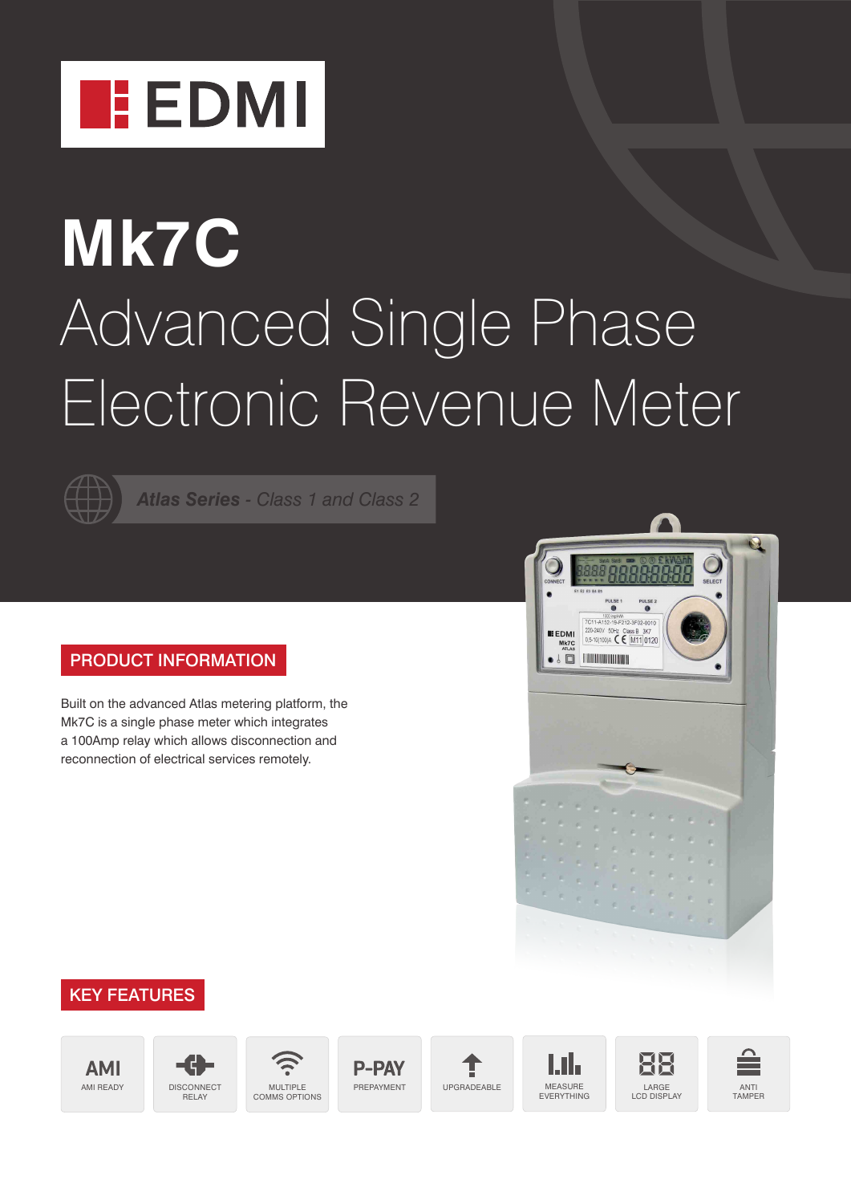EDMI

# Mk7C

# Advanced Single Phase Electronic Revenue Meter

*Atlas Series - Class 1 and Class 2*

## PRODUCT INFORMATION

Built on the advanced Atlas metering platform, the Mk7C is a single phase meter which integrates a 100Amp relay which allows disconnection and reconnection of electrical services remotely.

## KEY FEATURES

- AMI – AMI READY
- DISCONNECT RELAY
- MULTIPLE COMMS OPTIONS
- P-PAY – PREPAYMENT
- UPGRADEABLE
- MEASURE EVERYTHING
- LARGE LCD DISPLAY
- ANTI TAMPER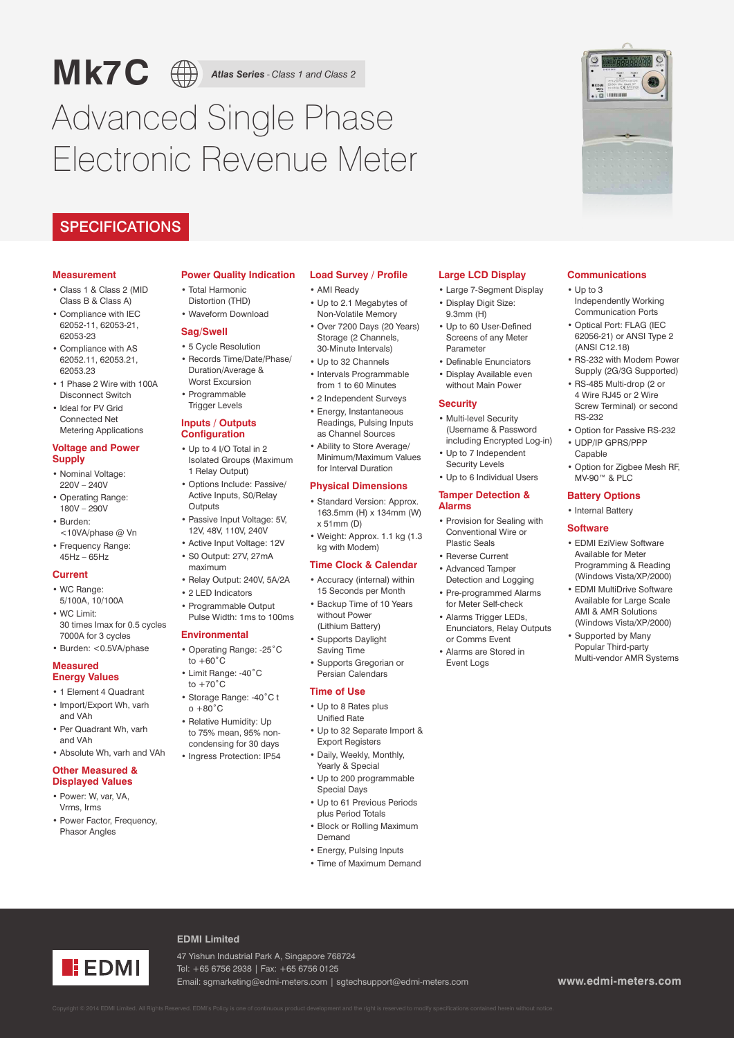# Mk7C

*Atlas Series - Class 1 and Class 2*

# Advanced Single Phase Electronic Revenue Meter

## SPECIFICATIONS

### Measurement

- Class 1 & Class 2 (MID Class B & Class A)
- Compliance with IEC 62052-11, 62053-21, 62053-23
- Compliance with AS 62052.11, 62053.21, 62053.23
- 1 Phase 2 Wire with 100A Disconnect Switch
- Ideal for PV Grid Connected Net Metering Applications

### Voltage and Power Supply

- Nominal Voltage: 220V – 240V
- Operating Range: 180V – 290V
- Burden: <10VA/phase @ Vn
- Frequency Range: 45Hz – 65Hz

### Current

- WC Range: 5/100A, 10/100A
- WC Limit: 30 times Imax for 0.5 cycles 7000A for 3 cycles
- Burden: <0.5VA/phase

### Measured Energy Values

- 1 Element 4 Quadrant
- Import/Export Wh, varh and VAh
- Per Quadrant Wh, varh and VAh
- Absolute Wh, varh and VAh

### Other Measured & Displayed Values

- Power: W, var, VA, Vrms, Irms
- Power Factor, Frequency, Phasor Angles

### Power Quality Indication

- Total Harmonic Distortion (THD)
- Waveform Download

### Sag/Swell

- 5 Cycle Resolution
- Records Time/Date/Phase/ Duration/Average & Worst Excursion
- Programmable Trigger Levels

### Inputs / Outputs Configuration

- Up to 4 I/O Total in 2 Isolated Groups (Maximum 1 Relay Output)
- Options Include: Passive/ Active Inputs, S0/Relay Outputs
- Passive Input Voltage: 5V, 12V, 48V, 110V, 240V
- Active Input Voltage: 12V
- S0 Output: 27V, 27mA maximum
- Relay Output: 240V, 5A/2A
- 2 LED Indicators
- Programmable Output Pulse Width: 1ms to 100ms

### Environmental

- Operating Range: -25˚C to +60˚C
- Limit Range: -40˚C to +70˚C
- Storage Range: -40˚C t o +80˚C
- Relative Humidity: Up to 75% mean, 95% non-condensing for 30 days
- Ingress Protection: IP54

### Load Survey / Profile

- AMI Ready
- Up to 2.1 Megabytes of Non-Volatile Memory
- Over 7200 Days (20 Years) Storage (2 Channels, 30-Minute Intervals)
- Up to 32 Channels
- Intervals Programmable from 1 to 60 Minutes
- 2 Independent Surveys
- Energy, Instantaneous Readings, Pulsing Inputs as Channel Sources
- Ability to Store Average/ Minimum/Maximum Values for Interval Duration

### Physical Dimensions

- Standard Version: Approx. 163.5mm (H) x 134mm (W) x 51mm (D)
- Weight: Approx. 1.1 kg (1.3 kg with Modem)

### Time Clock & Calendar

- Accuracy (internal) within 15 Seconds per Month
- Backup Time of 10 Years without Power (Lithium Battery)
- Supports Daylight Saving Time
- Supports Gregorian or Persian Calendars

### Time of Use

- Up to 8 Rates plus Unified Rate
- Up to 32 Separate Import & Export Registers
- Daily, Weekly, Monthly, Yearly & Special
- Up to 200 programmable Special Days
- Up to 61 Previous Periods plus Period Totals
- Block or Rolling Maximum Demand
- Energy, Pulsing Inputs
- Time of Maximum Demand

### Large LCD Display

- Large 7-Segment Display
- Display Digit Size: 9.3mm (H)
- Up to 60 User-Defined Screens of any Meter Parameter
- Definable Enunciators
- Display Available even without Main Power

### Security

- Multi-level Security (Username & Password including Encrypted Log-in)
- Up to 7 Independent Security Levels
- Up to 6 Individual Users

### Tamper Detection & Alarms

- Provision for Sealing with Conventional Wire or Plastic Seals
- Reverse Current
- Advanced Tamper Detection and Logging
- Pre-programmed Alarms for Meter Self-check
- Alarms Trigger LEDs, Enunciators, Relay Outputs or Comms Event
- Alarms are Stored in Event Logs

### Communications

- Up to 3 Independently Working Communication Ports
- Optical Port: FLAG (IEC 62056-21) or ANSI Type 2 (ANSI C12.18)
- RS-232 with Modem Power Supply (2G/3G Supported)
- RS-485 Multi-drop (2 or 4 Wire RJ45 or 2 Wire Screw Terminal) or second RS-232
- Option for Passive RS-232
- UDP/IP GPRS/PPP Capable
- Option for Zigbee Mesh RF, MV-90™ & PLC

### Battery Options

- Internal Battery

### Software

- EDMI EziView Software Available for Meter Programming & Reading (Windows Vista/XP/2000)
- EDMI MultiDrive Software Available for Large Scale AMI & AMR Solutions (Windows Vista/XP/2000)
- Supported by Many Popular Third-party Multi-vendor AMR Systems

---

**EDMI Limited**

47 Yishun Industrial Park A, Singapore 768724
Tel: +65 6756 2938 | Fax: +65 6756 0125
Email: sgmarketing@edmi-meters.com | sgtechsupport@edmi-meters.com

**www.edmi-meters.com**

Copyright © 2014 EDMI Limited. All Rights Reserved. EDMI's Policy is one of continuous product development and the right is reserved to modify specifications contained herein without notice.